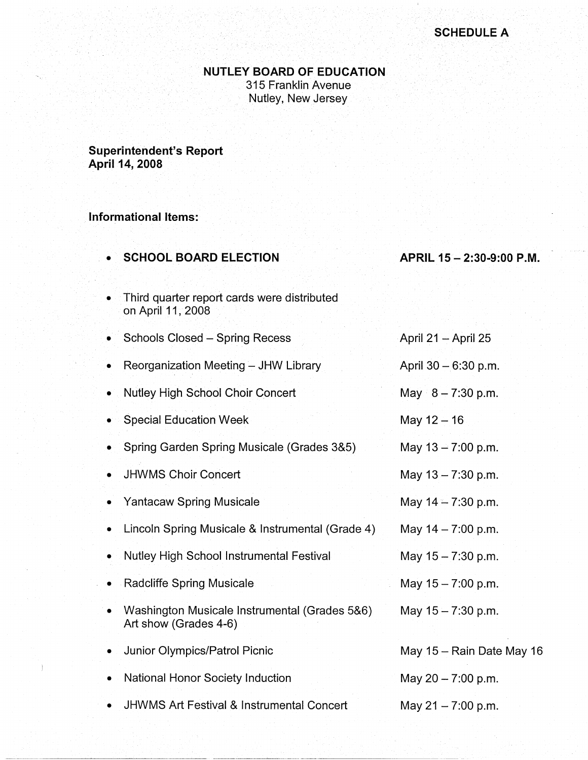**SCHEDULE A**

# NUTLEY BOARD OF EDUCATION

315 Franklin Avenue
Nutley, New Jersey

## Superintendent's Report
## April 14, 2008

### Informational Items:

- **SCHOOL BOARD ELECTION** — **APRIL 15 – 2:30-9:00 P.M.**
- Third quarter report cards were distributed on April 11, 2008
- Schools Closed – Spring Recess — April 21 – April 25
- Reorganization Meeting – JHW Library — April 30 – 6:30 p.m.
- Nutley High School Choir Concert — May 8 – 7:30 p.m.
- Special Education Week — May 12 – 16
- Spring Garden Spring Musicale (Grades 3&5) — May 13 – 7:00 p.m.
- JHWMS Choir Concert — May 13 – 7:30 p.m.
- Yantacaw Spring Musicale — May 14 – 7:30 p.m.
- Lincoln Spring Musicale & Instrumental (Grade 4) — May 14 – 7:00 p.m.
- Nutley High School Instrumental Festival — May 15 – 7:30 p.m.
- Radcliffe Spring Musicale — May 15 – 7:00 p.m.
- Washington Musicale Instrumental (Grades 5&6) Art show (Grades 4-6) — May 15 – 7:30 p.m.
- Junior Olympics/Patrol Picnic — May 15 – Rain Date May 16
- National Honor Society Induction — May 20 – 7:00 p.m.
- JHWMS Art Festival & Instrumental Concert — May 21 – 7:00 p.m.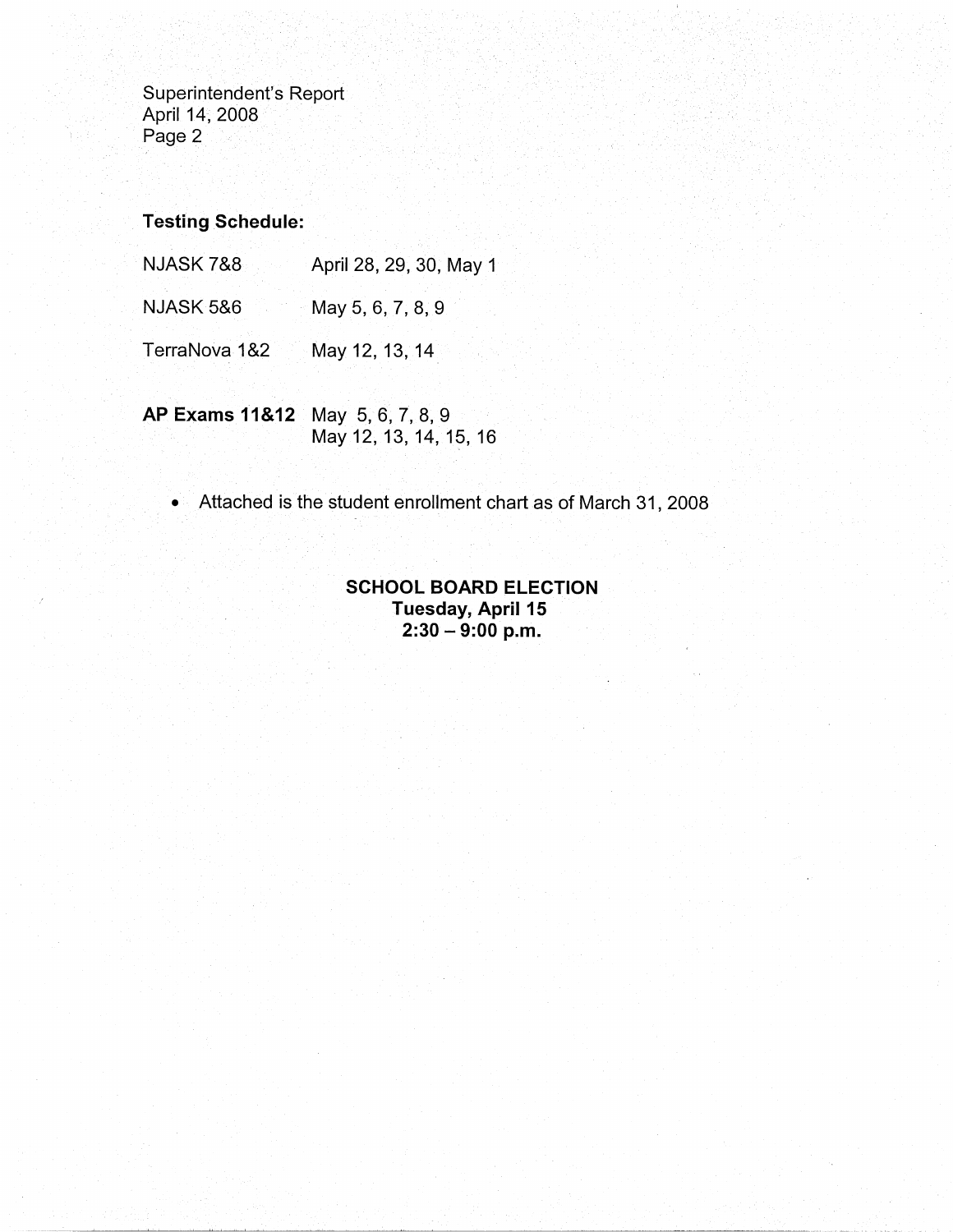**Testing Schedule:**

| | |
|---|---|
| NJASK 7&8 | April 28, 29, 30, May 1 |
| NJASK 5&6 | May 5, 6, 7, 8, 9 |
| TerraNova 1&2 | May 12, 13, 14 |

| | |
|---|---|
| **AP Exams 11&12** | May 5, 6, 7, 8, 9 |
| | May 12, 13, 14, 15, 16 |

- Attached is the student enrollment chart as of March 31, 2008

**SCHOOL BOARD ELECTION**
**Tuesday, April 15**
**2:30 – 9:00 p.m.**